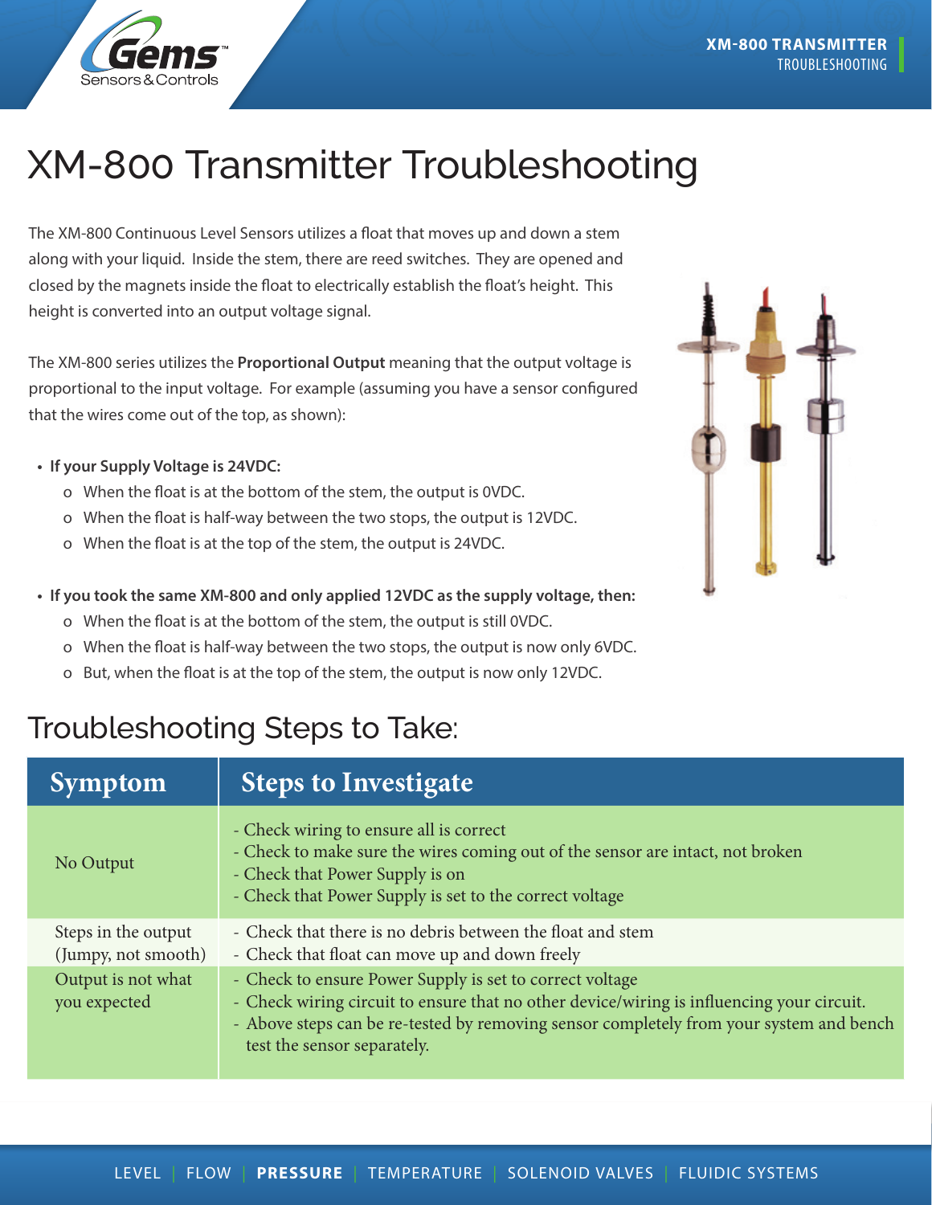# XM-800 Transmitter Troubleshooting

The XM-800 Continuous Level Sensors utilizes a float that moves up and down a stem along with your liquid. Inside the stem, there are reed switches. They are opened and closed by the magnets inside the float to electrically establish the float's height. This height is converted into an output voltage signal.

The XM-800 series utilizes the **Proportional Output** meaning that the output voltage is proportional to the input voltage. For example (assuming you have a sensor configured that the wires come out of the top, as shown):

- **If your Supply Voltage is 24VDC:**
  - When the float is at the bottom of the stem, the output is 0VDC.
  - When the float is half-way between the two stops, the output is 12VDC.
  - When the float is at the top of the stem, the output is 24VDC.
- **If you took the same XM-800 and only applied 12VDC as the supply voltage, then:**
  - When the float is at the bottom of the stem, the output is still 0VDC.
  - When the float is half-way between the two stops, the output is now only 6VDC.
  - But, when the float is at the top of the stem, the output is now only 12VDC.

## Troubleshooting Steps to Take:

| Symptom | Steps to Investigate |
|---|---|
| No Output | - Check wiring to ensure all is correct<br>- Check to make sure the wires coming out of the sensor are intact, not broken<br>- Check that Power Supply is on<br>- Check that Power Supply is set to the correct voltage |
| Steps in the output (Jumpy, not smooth) | - Check that there is no debris between the float and stem<br>- Check that float can move up and down freely |
| Output is not what you expected | - Check to ensure Power Supply is set to correct voltage<br>- Check wiring circuit to ensure that no other device/wiring is influencing your circuit.<br>- Above steps can be re-tested by removing sensor completely from your system and bench test the sensor separately. |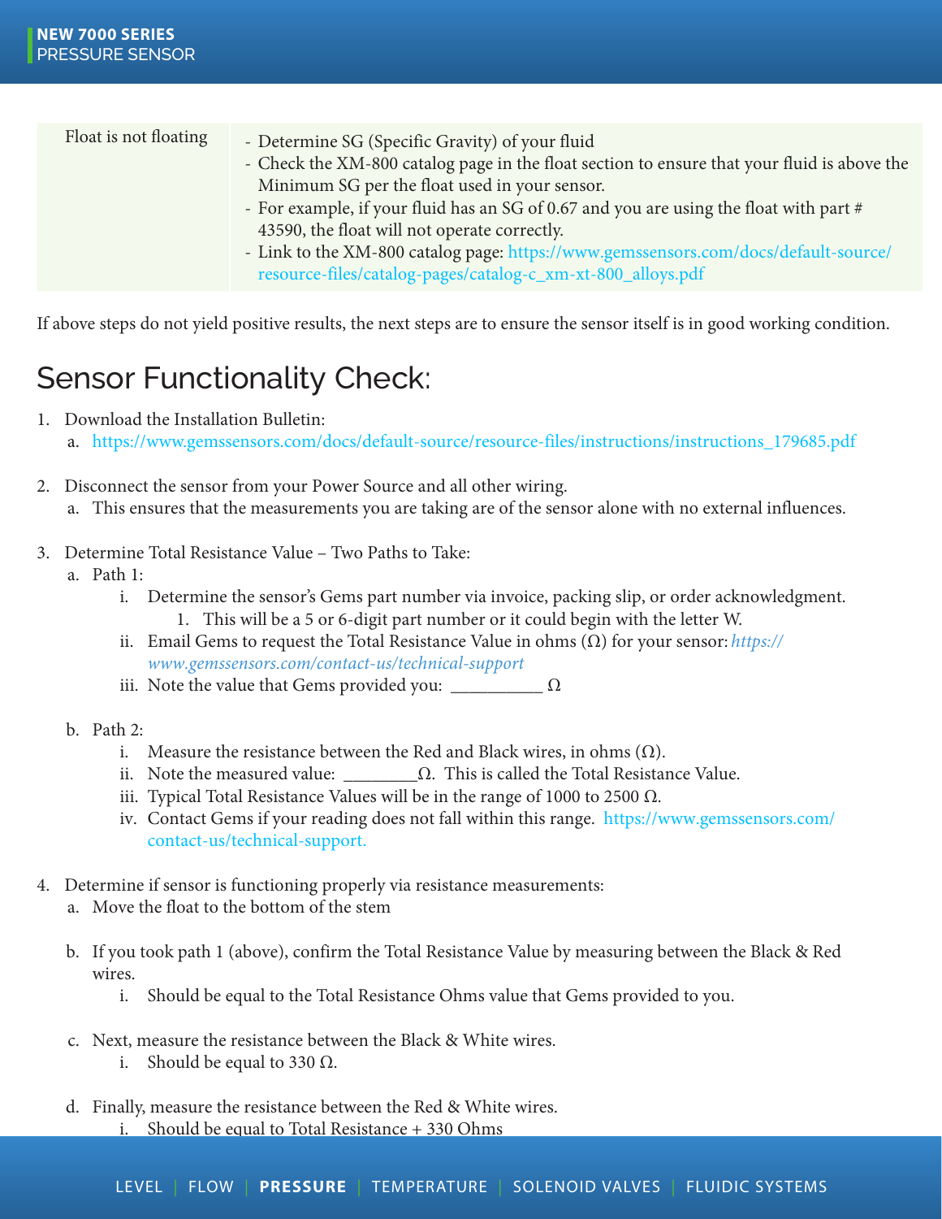| | |
|---|---|
| Float is not floating | - Determine SG (Specific Gravity) of your fluid<br>- Check the XM-800 catalog page in the float section to ensure that your fluid is above the Minimum SG per the float used in your sensor.<br>- For example, if your fluid has an SG of 0.67 and you are using the float with part # 43590, the float will not operate correctly.<br>- Link to the XM-800 catalog page: https://www.gemssensors.com/docs/default-source/resource-files/catalog-pages/catalog-c_xm-xt-800_alloys.pdf |

If above steps do not yield positive results, the next steps are to ensure the sensor itself is in good working condition.

# Sensor Functionality Check:

1. Download the Installation Bulletin:
   a. https://www.gemssensors.com/docs/default-source/resource-files/instructions/instructions_179685.pdf

2. Disconnect the sensor from your Power Source and all other wiring.
   a. This ensures that the measurements you are taking are of the sensor alone with no external influences.

3. Determine Total Resistance Value – Two Paths to Take:
   a. Path 1:
      i. Determine the sensor's Gems part number via invoice, packing slip, or order acknowledgment.
         1. This will be a 5 or 6-digit part number or it could begin with the letter W.
      ii. Email Gems to request the Total Resistance Value in ohms (Ω) for your sensor: *https://www.gemssensors.com/contact-us/technical-support*
      iii. Note the value that Gems provided you: __________ Ω

   b. Path 2:
      i. Measure the resistance between the Red and Black wires, in ohms (Ω).
      ii. Note the measured value: ________Ω. This is called the Total Resistance Value.
      iii. Typical Total Resistance Values will be in the range of 1000 to 2500 Ω.
      iv. Contact Gems if your reading does not fall within this range. https://www.gemssensors.com/contact-us/technical-support.

4. Determine if sensor is functioning properly via resistance measurements:
   a. Move the float to the bottom of the stem

   b. If you took path 1 (above), confirm the Total Resistance Value by measuring between the Black & Red wires.
      i. Should be equal to the Total Resistance Ohms value that Gems provided to you.

   c. Next, measure the resistance between the Black & White wires.
      i. Should be equal to 330 Ω.

   d. Finally, measure the resistance between the Red & White wires.
      i. Should be equal to Total Resistance + 330 Ohms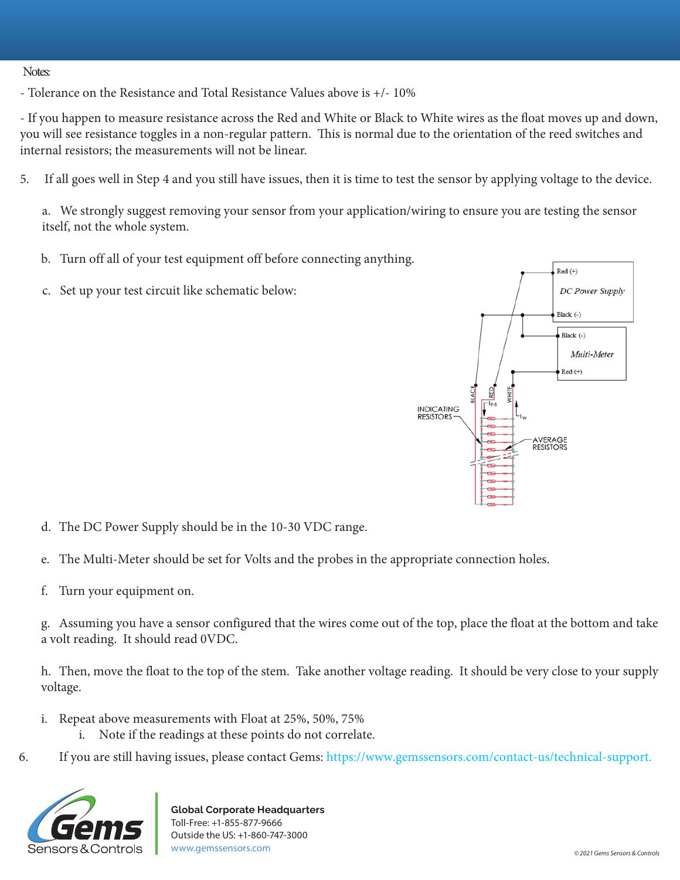Notes:

- Tolerance on the Resistance and Total Resistance Values above is +/- 10%

- If you happen to measure resistance across the Red and White or Black to White wires as the float moves up and down, you will see resistance toggles in a non-regular pattern. This is normal due to the orientation of the reed switches and internal resistors; the measurements will not be linear.

5. If all goes well in Step 4 and you still have issues, then it is time to test the sensor by applying voltage to the device.

   a. We strongly suggest removing your sensor from your application/wiring to ensure you are testing the sensor itself, not the whole system.

   b. Turn off all of your test equipment off before connecting anything.

   c. Set up your test circuit like schematic below:

Red (+)
DC Power Supply
Black (-)
Black (-)
Multi-Meter
Red (+)
BLACK
RED
WHITE
$I_{R-B}$
$I_W$
INDICATING RESISTORS
AVERAGE RESISTORS

   d. The DC Power Supply should be in the 10-30 VDC range.

   e. The Multi-Meter should be set for Volts and the probes in the appropriate connection holes.

   f. Turn your equipment on.

   g. Assuming you have a sensor configured that the wires come out of the top, place the float at the bottom and take a volt reading. It should read 0VDC.

   h. Then, move the float to the top of the stem. Take another voltage reading. It should be very close to your supply voltage.

   i. Repeat above measurements with Float at 25%, 50%, 75%
      i. Note if the readings at these points do not correlate.

6. If you are still having issues, please contact Gems: https://www.gemssensors.com/contact-us/technical-support.

Gems Sensors & Controls

**Global Corporate Headquarters**
Toll-Free: +1-855-877-9666
Outside the US: +1-860-747-3000
www.gemssensors.com

© 2021 Gems Sensors & Controls